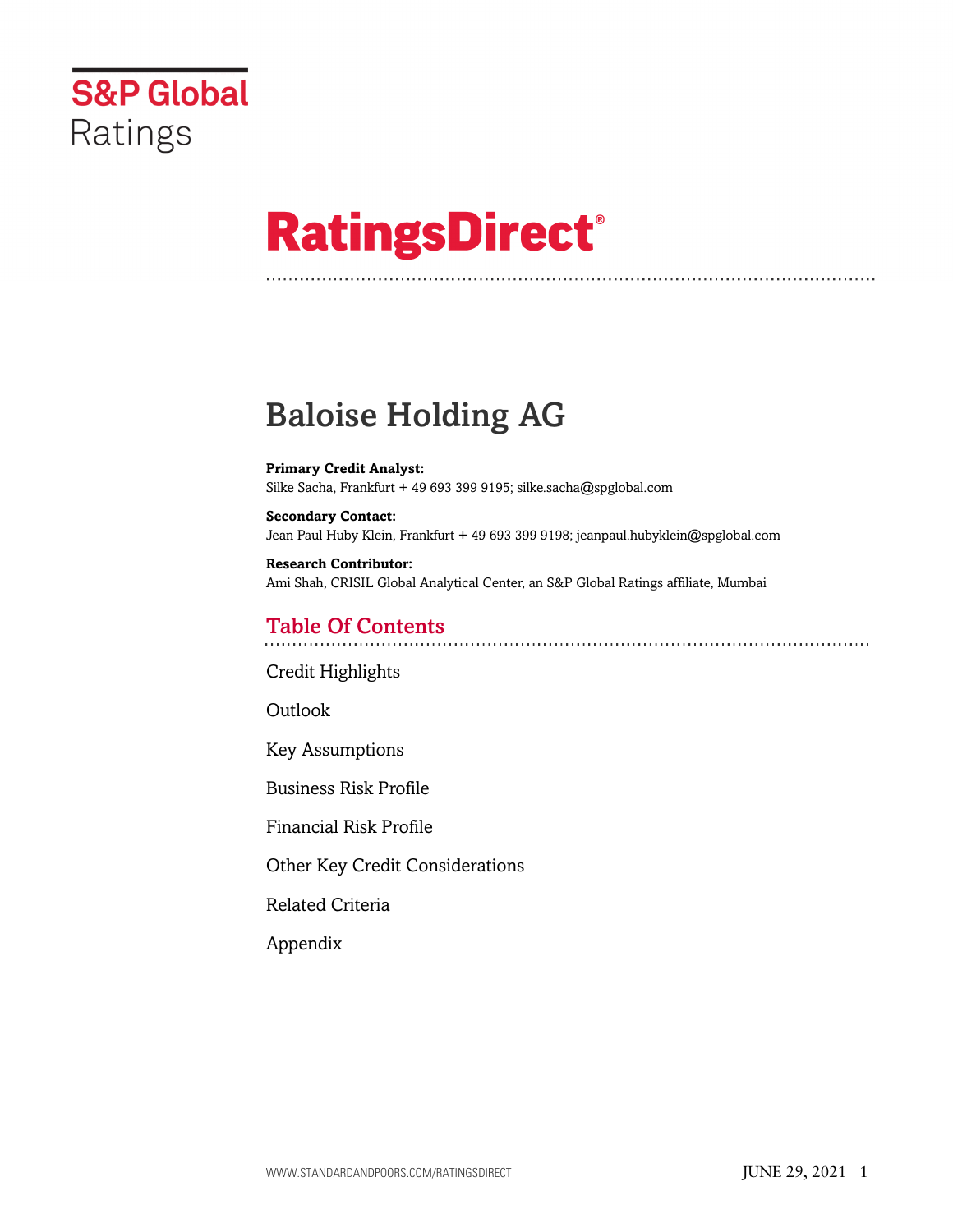S&P Global Ratings

# RatingsDirect®

# Baloise Holding AG

**Primary Credit Analyst:**
Silke Sacha, Frankfurt + 49 693 399 9195; silke.sacha@spglobal.com

**Secondary Contact:**
Jean Paul Huby Klein, Frankfurt + 49 693 399 9198; jeanpaul.hubyklein@spglobal.com

**Research Contributor:**
Ami Shah, CRISIL Global Analytical Center, an S&P Global Ratings affiliate, Mumbai

## Table Of Contents

Credit Highlights

Outlook

Key Assumptions

Business Risk Profile

Financial Risk Profile

Other Key Credit Considerations

Related Criteria

Appendix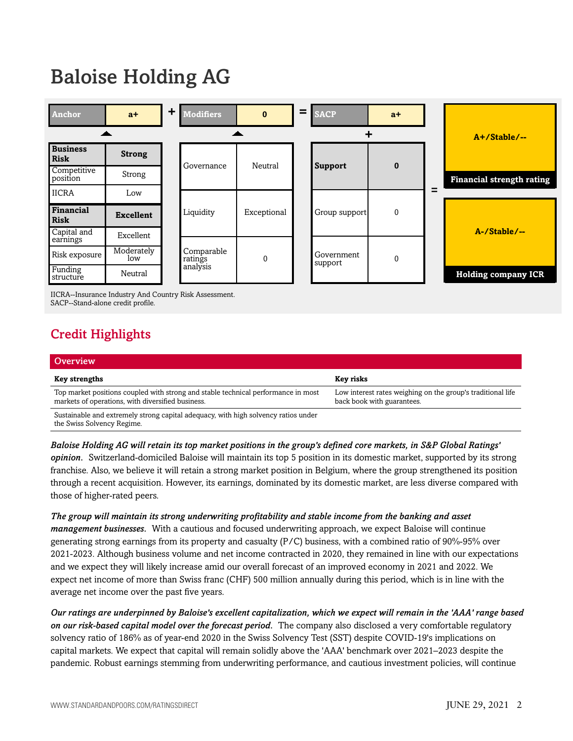# Baloise Holding AG

| Anchor | a+ |
|---|---|
| **Business Risk** | **Strong** |
| Competitive position | Strong |
| IICRA | Low |
| **Financial Risk** | **Excellent** |
| Capital and earnings | Excellent |
| Risk exposure | Moderately low |
| Funding structure | Neutral |

| Modifiers | 0 |
|---|---|
| Governance | Neutral |
| Liquidity | Exceptional |
| Comparable ratings analysis | 0 |

| SACP | a+ |
|---|---|
| **Support** | **0** |
| Group support | 0 |
| Government support | 0 |

Anchor (a+) + Modifiers (0) = SACP (a+) + Support (0) =

| Rating | |
|---|---|
| A+/Stable/-- | Financial strength rating |
| A-/Stable/-- | Holding company ICR |

IICRA--Insurance Industry And Country Risk Assessment.
SACP--Stand-alone credit profile.

## Credit Highlights

| Overview | |
|---|---|
| **Key strengths** | **Key risks** |
| Top market positions coupled with strong and stable technical performance in most markets of operations, with diversified business. | Low interest rates weighing on the group's traditional life back book with guarantees. |
| Sustainable and extremely strong capital adequacy, with high solvency ratios under the Swiss Solvency Regime. | |

***Baloise Holding AG will retain its top market positions in the group's defined core markets, in S&P Global Ratings' opinion.*** Switzerland-domiciled Baloise will maintain its top 5 position in its domestic market, supported by its strong franchise. Also, we believe it will retain a strong market position in Belgium, where the group strengthened its position through a recent acquisition. However, its earnings, dominated by its domestic market, are less diverse compared with those of higher-rated peers.

***The group will maintain its strong underwriting profitability and stable income from the banking and asset management businesses.*** With a cautious and focused underwriting approach, we expect Baloise will continue generating strong earnings from its property and casualty (P/C) business, with a combined ratio of 90%-95% over 2021-2023. Although business volume and net income contracted in 2020, they remained in line with our expectations and we expect they will likely increase amid our overall forecast of an improved economy in 2021 and 2022. We expect net income of more than Swiss franc (CHF) 500 million annually during this period, which is in line with the average net income over the past five years.

***Our ratings are underpinned by Baloise's excellent capitalization, which we expect will remain in the 'AAA' range based on our risk-based capital model over the forecast period.*** The company also disclosed a very comfortable regulatory solvency ratio of 186% as of year-end 2020 in the Swiss Solvency Test (SST) despite COVID-19's implications on capital markets. We expect that capital will remain solidly above the 'AAA' benchmark over 2021–2023 despite the pandemic. Robust earnings stemming from underwriting performance, and cautious investment policies, will continue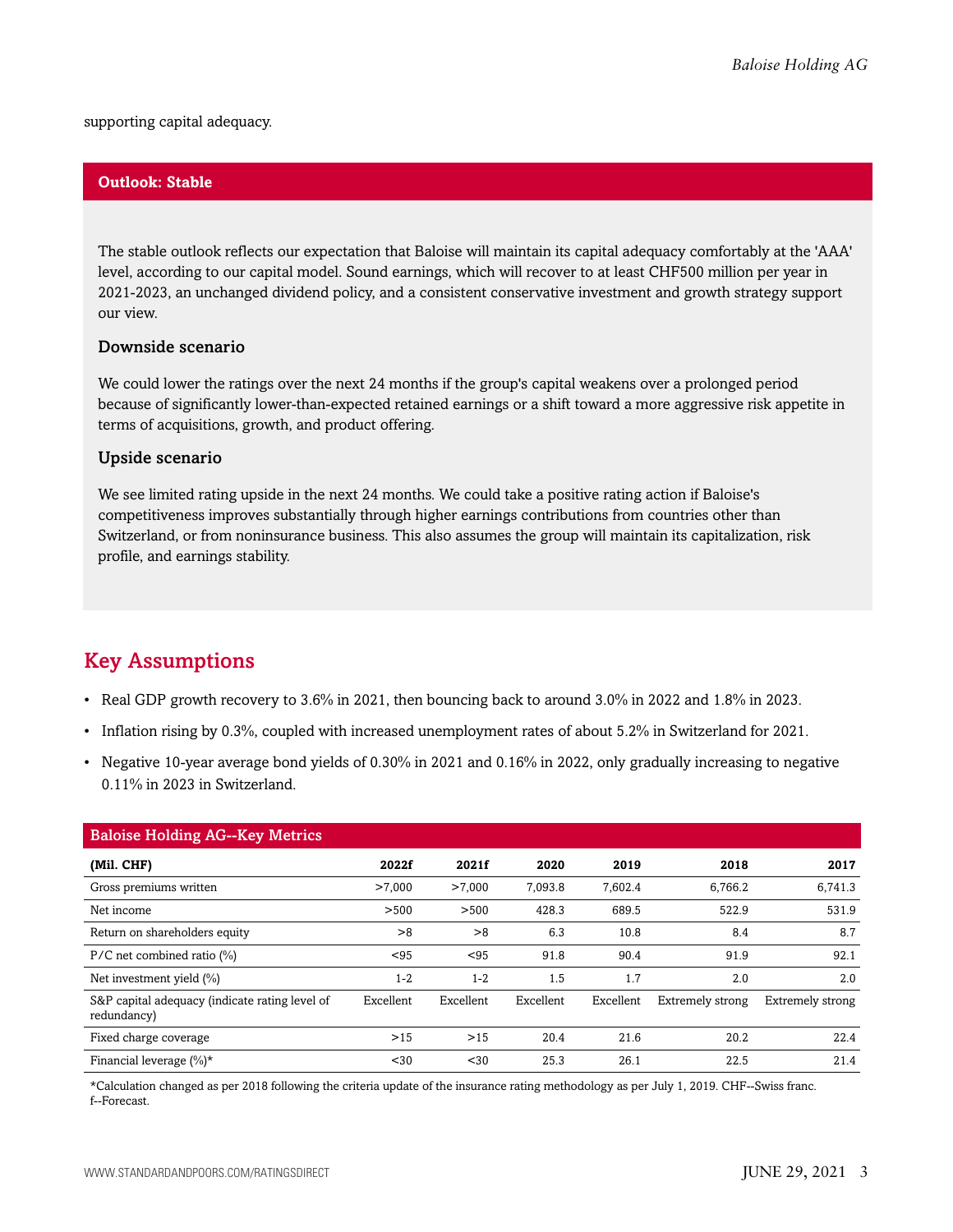supporting capital adequacy.

## Outlook: Stable

The stable outlook reflects our expectation that Baloise will maintain its capital adequacy comfortably at the 'AAA' level, according to our capital model. Sound earnings, which will recover to at least CHF500 million per year in 2021-2023, an unchanged dividend policy, and a consistent conservative investment and growth strategy support our view.

### Downside scenario

We could lower the ratings over the next 24 months if the group's capital weakens over a prolonged period because of significantly lower-than-expected retained earnings or a shift toward a more aggressive risk appetite in terms of acquisitions, growth, and product offering.

### Upside scenario

We see limited rating upside in the next 24 months. We could take a positive rating action if Baloise's competitiveness improves substantially through higher earnings contributions from countries other than Switzerland, or from noninsurance business. This also assumes the group will maintain its capitalization, risk profile, and earnings stability.

## Key Assumptions

- Real GDP growth recovery to 3.6% in 2021, then bouncing back to around 3.0% in 2022 and 1.8% in 2023.
- Inflation rising by 0.3%, coupled with increased unemployment rates of about 5.2% in Switzerland for 2021.
- Negative 10-year average bond yields of 0.30% in 2021 and 0.16% in 2022, only gradually increasing to negative 0.11% in 2023 in Switzerland.

**Baloise Holding AG--Key Metrics**

| (Mil. CHF) | 2022f | 2021f | 2020 | 2019 | 2018 | 2017 |
|---|---|---|---|---|---|---|
| Gross premiums written | >7,000 | >7,000 | 7,093.8 | 7,602.4 | 6,766.2 | 6,741.3 |
| Net income | >500 | >500 | 428.3 | 689.5 | 522.9 | 531.9 |
| Return on shareholders equity | >8 | >8 | 6.3 | 10.8 | 8.4 | 8.7 |
| P/C net combined ratio (%) | <95 | <95 | 91.8 | 90.4 | 91.9 | 92.1 |
| Net investment yield (%) | 1-2 | 1-2 | 1.5 | 1.7 | 2.0 | 2.0 |
| S&P capital adequacy (indicate rating level of redundancy) | Excellent | Excellent | Excellent | Excellent | Extremely strong | Extremely strong |
| Fixed charge coverage | >15 | >15 | 20.4 | 21.6 | 20.2 | 22.4 |
| Financial leverage (%)* | <30 | <30 | 25.3 | 26.1 | 22.5 | 21.4 |

*Calculation changed as per 2018 following the criteria update of the insurance rating methodology as per July 1, 2019. CHF--Swiss franc. f--Forecast.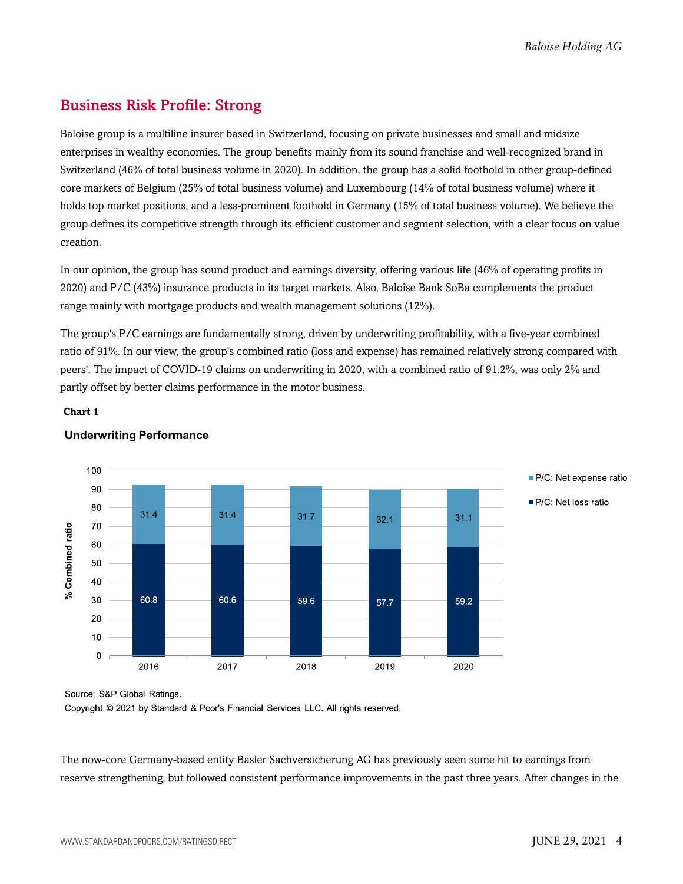## Business Risk Profile: Strong

Baloise group is a multiline insurer based in Switzerland, focusing on private businesses and small and midsize enterprises in wealthy economies. The group benefits mainly from its sound franchise and well-recognized brand in Switzerland (46% of total business volume in 2020). In addition, the group has a solid foothold in other group-defined core markets of Belgium (25% of total business volume) and Luxembourg (14% of total business volume) where it holds top market positions, and a less-prominent foothold in Germany (15% of total business volume). We believe the group defines its competitive strength through its efficient customer and segment selection, with a clear focus on value creation.

In our opinion, the group has sound product and earnings diversity, offering various life (46% of operating profits in 2020) and P/C (43%) insurance products in its target markets. Also, Baloise Bank SoBa complements the product range mainly with mortgage products and wealth management solutions (12%).

The group's P/C earnings are fundamentally strong, driven by underwriting profitability, with a five-year combined ratio of 91%. In our view, the group's combined ratio (loss and expense) has remained relatively strong compared with peers'. The impact of COVID-19 claims on underwriting in 2020, with a combined ratio of 91.2%, was only 2% and partly offset by better claims performance in the motor business.

**Chart 1**

**Underwriting Performance**

| % Combined ratio | 2016 | 2017 | 2018 | 2019 | 2020 |
|---|---|---|---|---|---|
| P/C: Net expense ratio | 31.4 | 31.4 | 31.7 | 32.1 | 31.1 |
| P/C: Net loss ratio | 60.8 | 60.6 | 59.6 | 57.7 | 59.2 |

Source: S&P Global Ratings.

Copyright © 2021 by Standard & Poor's Financial Services LLC. All rights reserved.

The now-core Germany-based entity Basler Sachversicherung AG has previously seen some hit to earnings from reserve strengthening, but followed consistent performance improvements in the past three years. After changes in the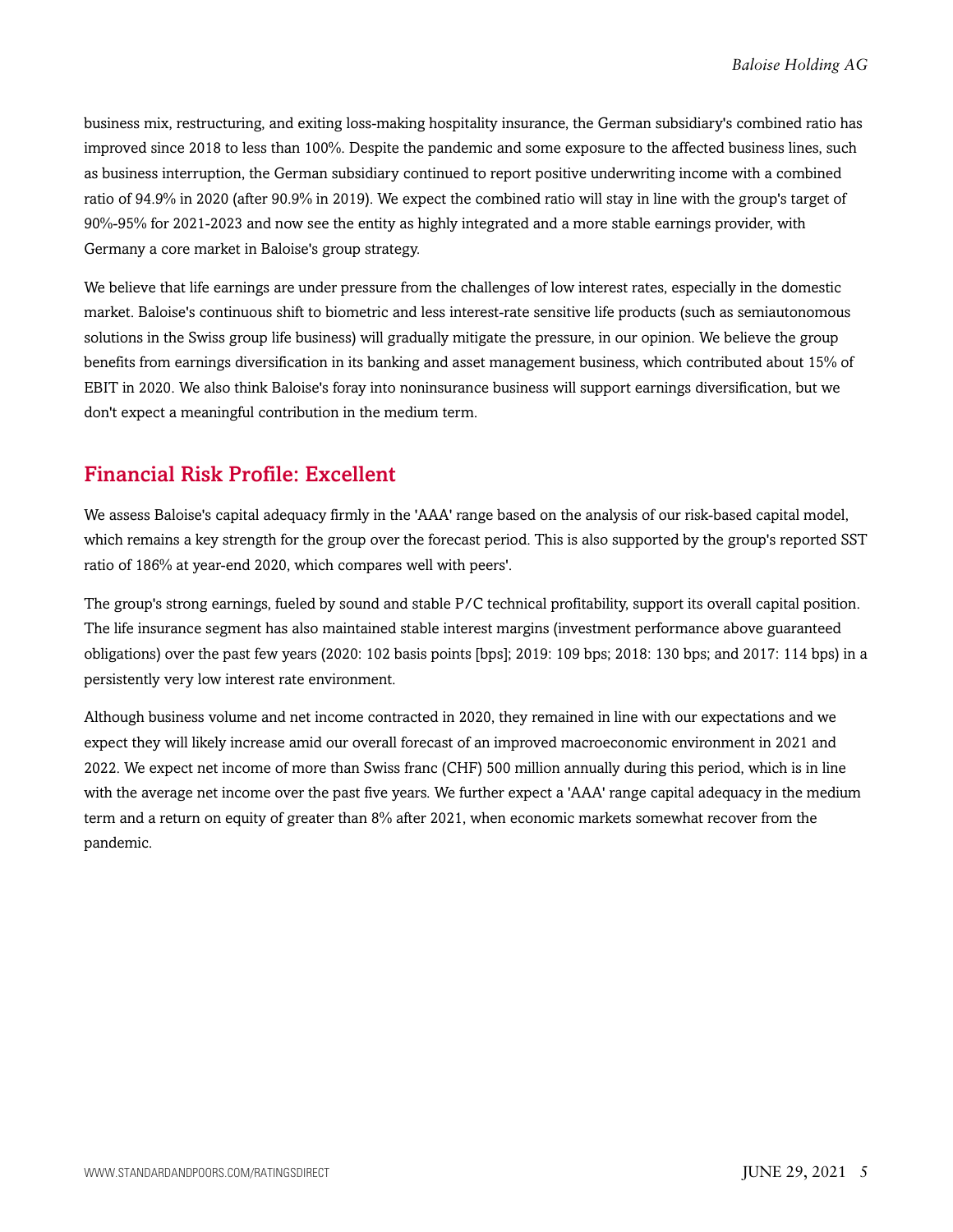business mix, restructuring, and exiting loss-making hospitality insurance, the German subsidiary's combined ratio has improved since 2018 to less than 100%. Despite the pandemic and some exposure to the affected business lines, such as business interruption, the German subsidiary continued to report positive underwriting income with a combined ratio of 94.9% in 2020 (after 90.9% in 2019). We expect the combined ratio will stay in line with the group's target of 90%-95% for 2021-2023 and now see the entity as highly integrated and a more stable earnings provider, with Germany a core market in Baloise's group strategy.

We believe that life earnings are under pressure from the challenges of low interest rates, especially in the domestic market. Baloise's continuous shift to biometric and less interest-rate sensitive life products (such as semiautonomous solutions in the Swiss group life business) will gradually mitigate the pressure, in our opinion. We believe the group benefits from earnings diversification in its banking and asset management business, which contributed about 15% of EBIT in 2020. We also think Baloise's foray into noninsurance business will support earnings diversification, but we don't expect a meaningful contribution in the medium term.

## Financial Risk Profile: Excellent

We assess Baloise's capital adequacy firmly in the 'AAA' range based on the analysis of our risk-based capital model, which remains a key strength for the group over the forecast period. This is also supported by the group's reported SST ratio of 186% at year-end 2020, which compares well with peers'.

The group's strong earnings, fueled by sound and stable P/C technical profitability, support its overall capital position. The life insurance segment has also maintained stable interest margins (investment performance above guaranteed obligations) over the past few years (2020: 102 basis points [bps]; 2019: 109 bps; 2018: 130 bps; and 2017: 114 bps) in a persistently very low interest rate environment.

Although business volume and net income contracted in 2020, they remained in line with our expectations and we expect they will likely increase amid our overall forecast of an improved macroeconomic environment in 2021 and 2022. We expect net income of more than Swiss franc (CHF) 500 million annually during this period, which is in line with the average net income over the past five years. We further expect a 'AAA' range capital adequacy in the medium term and a return on equity of greater than 8% after 2021, when economic markets somewhat recover from the pandemic.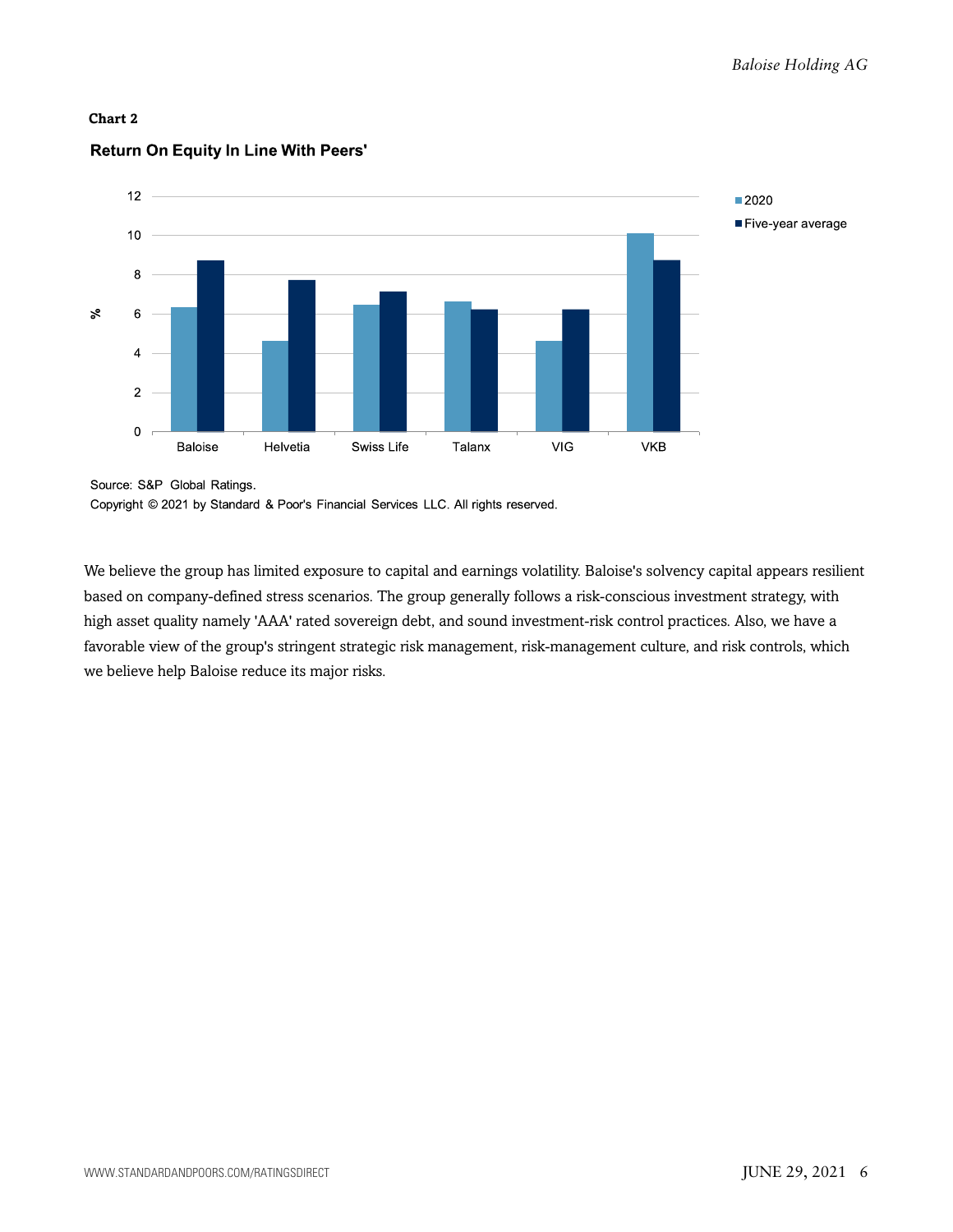**Chart 2**

**Return On Equity In Line With Peers'**

Source: S&P Global Ratings.

Copyright © 2021 by Standard & Poor's Financial Services LLC. All rights reserved.

We believe the group has limited exposure to capital and earnings volatility. Baloise's solvency capital appears resilient based on company-defined stress scenarios. The group generally follows a risk-conscious investment strategy, with high asset quality namely 'AAA' rated sovereign debt, and sound investment-risk control practices. Also, we have a favorable view of the group's stringent strategic risk management, risk-management culture, and risk controls, which we believe help Baloise reduce its major risks.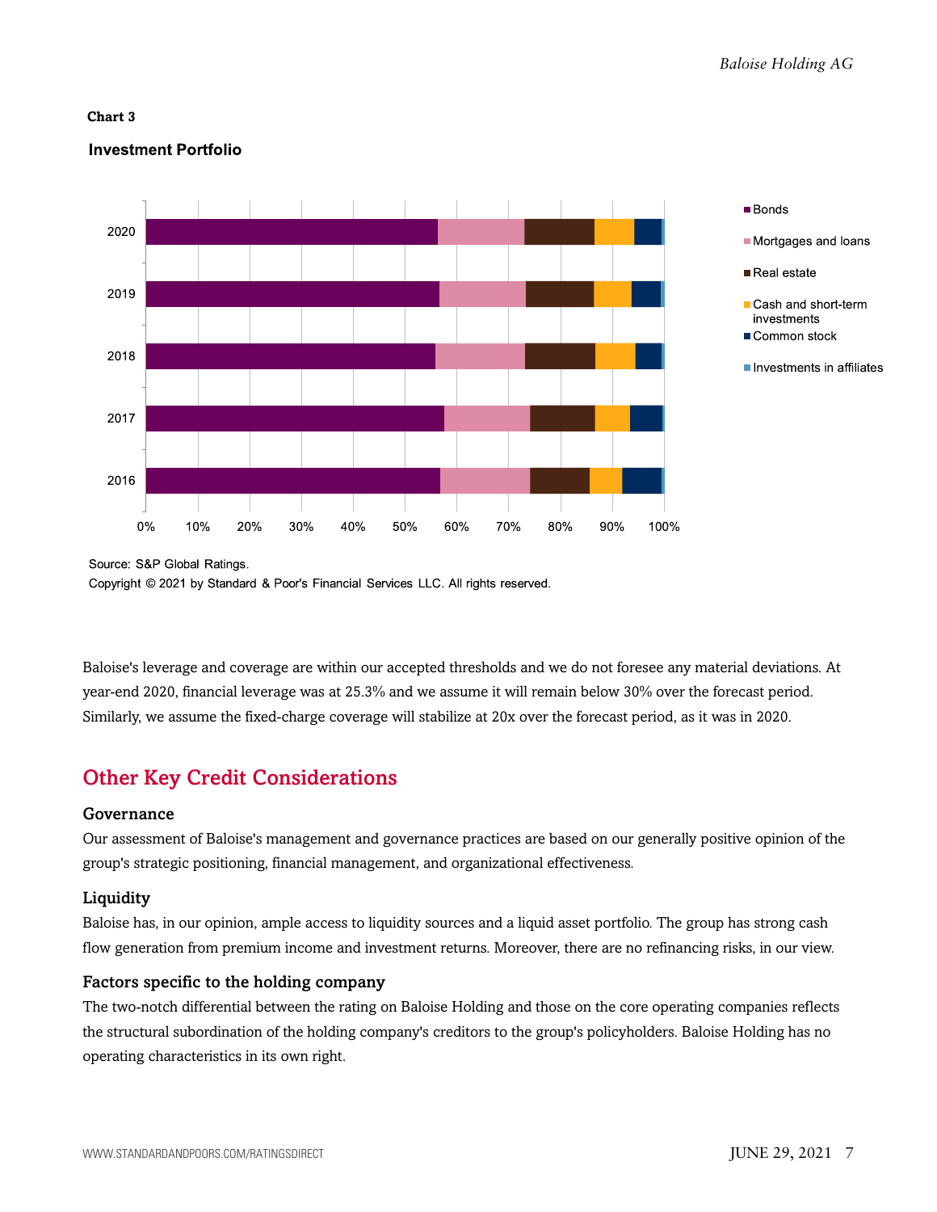**Chart 3**

**Investment Portfolio**

Source: S&P Global Ratings.

Copyright © 2021 by Standard & Poor's Financial Services LLC. All rights reserved.

Baloise's leverage and coverage are within our accepted thresholds and we do not foresee any material deviations. At year-end 2020, financial leverage was at 25.3% and we assume it will remain below 30% over the forecast period. Similarly, we assume the fixed-charge coverage will stabilize at 20x over the forecast period, as it was in 2020.

## Other Key Credit Considerations

### Governance

Our assessment of Baloise's management and governance practices are based on our generally positive opinion of the group's strategic positioning, financial management, and organizational effectiveness.

### Liquidity

Baloise has, in our opinion, ample access to liquidity sources and a liquid asset portfolio. The group has strong cash flow generation from premium income and investment returns. Moreover, there are no refinancing risks, in our view.

### Factors specific to the holding company

The two-notch differential between the rating on Baloise Holding and those on the core operating companies reflects the structural subordination of the holding company's creditors to the group's policyholders. Baloise Holding has no operating characteristics in its own right.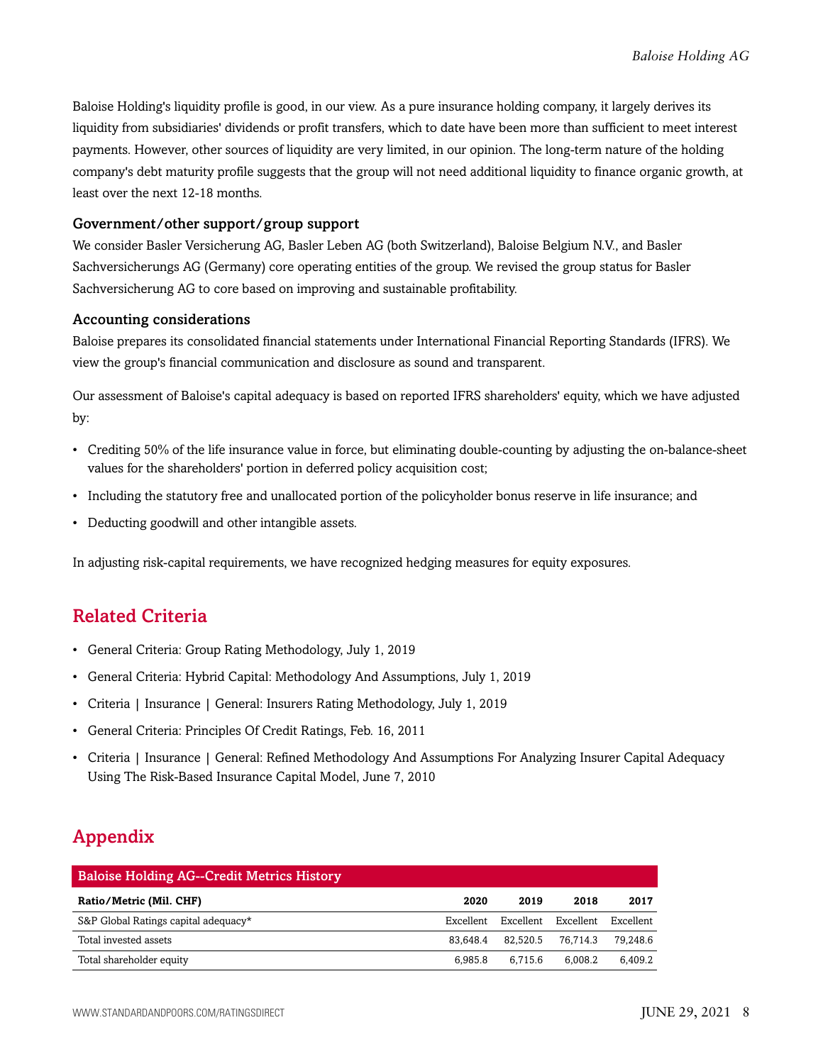Baloise Holding's liquidity profile is good, in our view. As a pure insurance holding company, it largely derives its liquidity from subsidiaries' dividends or profit transfers, which to date have been more than sufficient to meet interest payments. However, other sources of liquidity are very limited, in our opinion. The long-term nature of the holding company's debt maturity profile suggests that the group will not need additional liquidity to finance organic growth, at least over the next 12-18 months.

### Government/other support/group support

We consider Basler Versicherung AG, Basler Leben AG (both Switzerland), Baloise Belgium N.V., and Basler Sachversicherungs AG (Germany) core operating entities of the group. We revised the group status for Basler Sachversicherung AG to core based on improving and sustainable profitability.

### Accounting considerations

Baloise prepares its consolidated financial statements under International Financial Reporting Standards (IFRS). We view the group's financial communication and disclosure as sound and transparent.

Our assessment of Baloise's capital adequacy is based on reported IFRS shareholders' equity, which we have adjusted by:

- Crediting 50% of the life insurance value in force, but eliminating double-counting by adjusting the on-balance-sheet values for the shareholders' portion in deferred policy acquisition cost;
- Including the statutory free and unallocated portion of the policyholder bonus reserve in life insurance; and
- Deducting goodwill and other intangible assets.

In adjusting risk-capital requirements, we have recognized hedging measures for equity exposures.

## Related Criteria

- General Criteria: Group Rating Methodology, July 1, 2019
- General Criteria: Hybrid Capital: Methodology And Assumptions, July 1, 2019
- Criteria | Insurance | General: Insurers Rating Methodology, July 1, 2019
- General Criteria: Principles Of Credit Ratings, Feb. 16, 2011
- Criteria | Insurance | General: Refined Methodology And Assumptions For Analyzing Insurer Capital Adequacy Using The Risk-Based Insurance Capital Model, June 7, 2010

## Appendix

**Baloise Holding AG--Credit Metrics History**

| Ratio/Metric (Mil. CHF) | 2020 | 2019 | 2018 | 2017 |
|---|---|---|---|---|
| S&P Global Ratings capital adequacy* | Excellent | Excellent | Excellent | Excellent |
| Total invested assets | 83,648.4 | 82,520.5 | 76,714.3 | 79,248.6 |
| Total shareholder equity | 6,985.8 | 6,715.6 | 6,008.2 | 6,409.2 |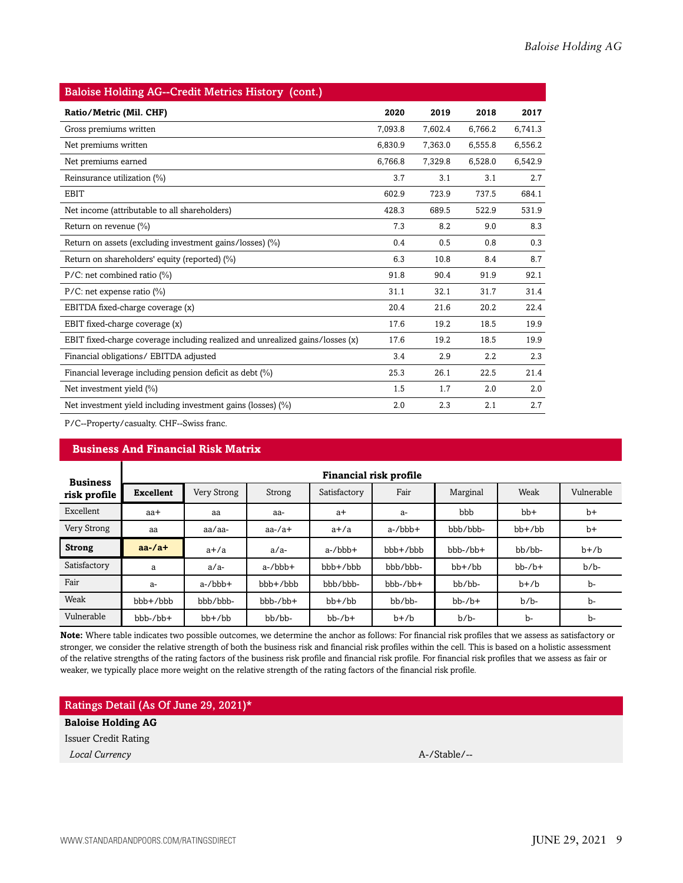## Baloise Holding AG--Credit Metrics History (cont.)

| Ratio/Metric (Mil. CHF) | 2020 | 2019 | 2018 | 2017 |
|---|---|---|---|---|
| Gross premiums written | 7,093.8 | 7,602.4 | 6,766.2 | 6,741.3 |
| Net premiums written | 6,830.9 | 7,363.0 | 6,555.8 | 6,556.2 |
| Net premiums earned | 6,766.8 | 7,329.8 | 6,528.0 | 6,542.9 |
| Reinsurance utilization (%) | 3.7 | 3.1 | 3.1 | 2.7 |
| EBIT | 602.9 | 723.9 | 737.5 | 684.1 |
| Net income (attributable to all shareholders) | 428.3 | 689.5 | 522.9 | 531.9 |
| Return on revenue (%) | 7.3 | 8.2 | 9.0 | 8.3 |
| Return on assets (excluding investment gains/losses) (%) | 0.4 | 0.5 | 0.8 | 0.3 |
| Return on shareholders' equity (reported) (%) | 6.3 | 10.8 | 8.4 | 8.7 |
| P/C: net combined ratio (%) | 91.8 | 90.4 | 91.9 | 92.1 |
| P/C: net expense ratio (%) | 31.1 | 32.1 | 31.7 | 31.4 |
| EBITDA fixed-charge coverage (x) | 20.4 | 21.6 | 20.2 | 22.4 |
| EBIT fixed-charge coverage (x) | 17.6 | 19.2 | 18.5 | 19.9 |
| EBIT fixed-charge coverage including realized and unrealized gains/losses (x) | 17.6 | 19.2 | 18.5 | 19.9 |
| Financial obligations/ EBITDA adjusted | 3.4 | 2.9 | 2.2 | 2.3 |
| Financial leverage including pension deficit as debt (%) | 25.3 | 26.1 | 22.5 | 21.4 |
| Net investment yield (%) | 1.5 | 1.7 | 2.0 | 2.0 |
| Net investment yield including investment gains (losses) (%) | 2.0 | 2.3 | 2.1 | 2.7 |

P/C--Property/casualty. CHF--Swiss franc.

## Business And Financial Risk Matrix

| Business risk profile | Financial risk profile | | | | | | | |
|---|---|---|---|---|---|---|---|---|
| | **Excellent** | Very Strong | Strong | Satisfactory | Fair | Marginal | Weak | Vulnerable |
| Excellent | aa+ | aa | aa- | a+ | a- | bbb | bb+ | b+ |
| Very Strong | aa | aa/aa- | aa-/a+ | a+/a | a-/bbb+ | bbb/bbb- | bb+/bb | b+ |
| **Strong** | **aa-/a+** | a+/a | a/a- | a-/bbb+ | bbb+/bbb | bbb-/bb+ | bb/bb- | b+/b |
| Satisfactory | a | a/a- | a-/bbb+ | bbb+/bbb | bbb/bbb- | bb+/bb | bb-/b+ | b/b- |
| Fair | a- | a-/bbb+ | bbb+/bbb | bbb/bbb- | bbb-/bb+ | bb/bb- | b+/b | b- |
| Weak | bbb+/bbb | bbb/bbb- | bbb-/bb+ | bb+/bb | bb/bb- | bb-/b+ | b/b- | b- |
| Vulnerable | bbb-/bb+ | bb+/bb | bb/bb- | bb-/b+ | b+/b | b/b- | b- | b- |

**Note:** Where table indicates two possible outcomes, we determine the anchor as follows: For financial risk profiles that we assess as satisfactory or stronger, we consider the relative strength of both the business risk and financial risk profiles within the cell. This is based on a holistic assessment of the relative strengths of the rating factors of the business risk profile and financial risk profile. For financial risk profiles that we assess as fair or weaker, we typically place more weight on the relative strength of the rating factors of the financial risk profile.

## Ratings Detail (As Of June 29, 2021)*

**Baloise Holding AG**

Issuer Credit Rating

| | |
|---|---|
| *Local Currency* | A-/Stable/-- |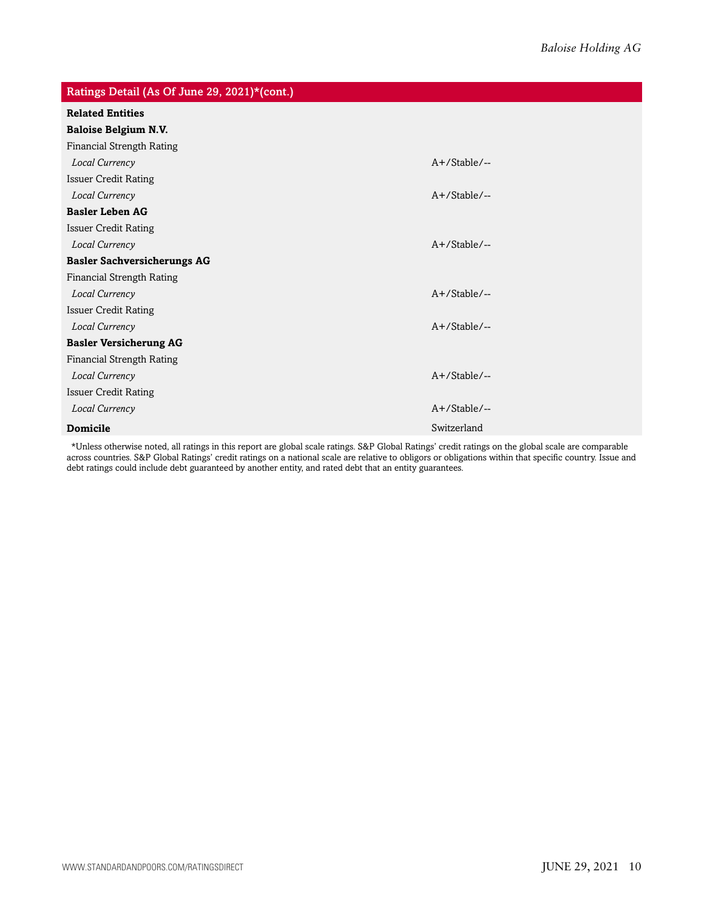| Ratings Detail (As Of June 29, 2021)*(cont.) | |
|---|---|
| **Related Entities** | |
| **Baloise Belgium N.V.** | |
| Financial Strength Rating | |
| *Local Currency* | A+/Stable/-- |
| Issuer Credit Rating | |
| *Local Currency* | A+/Stable/-- |
| **Basler Leben AG** | |
| Issuer Credit Rating | |
| *Local Currency* | A+/Stable/-- |
| **Basler Sachversicherungs AG** | |
| Financial Strength Rating | |
| *Local Currency* | A+/Stable/-- |
| Issuer Credit Rating | |
| *Local Currency* | A+/Stable/-- |
| **Basler Versicherung AG** | |
| Financial Strength Rating | |
| *Local Currency* | A+/Stable/-- |
| Issuer Credit Rating | |
| *Local Currency* | A+/Stable/-- |
| **Domicile** | Switzerland |

*Unless otherwise noted, all ratings in this report are global scale ratings. S&P Global Ratings' credit ratings on the global scale are comparable across countries. S&P Global Ratings' credit ratings on a national scale are relative to obligors or obligations within that specific country. Issue and debt ratings could include debt guaranteed by another entity, and rated debt that an entity guarantees.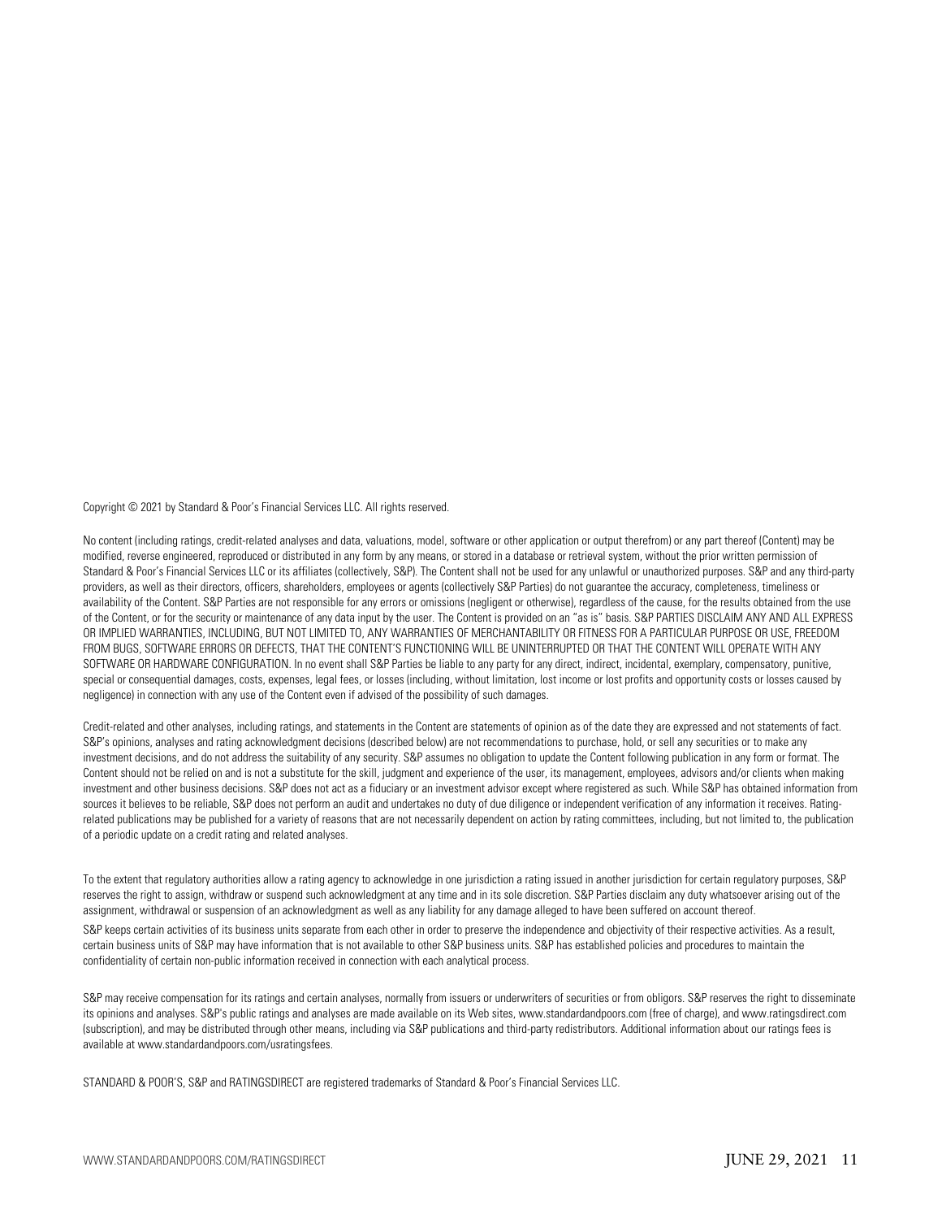Copyright © 2021 by Standard & Poor's Financial Services LLC. All rights reserved.

No content (including ratings, credit-related analyses and data, valuations, model, software or other application or output therefrom) or any part thereof (Content) may be modified, reverse engineered, reproduced or distributed in any form by any means, or stored in a database or retrieval system, without the prior written permission of Standard & Poor's Financial Services LLC or its affiliates (collectively, S&P). The Content shall not be used for any unlawful or unauthorized purposes. S&P and any third-party providers, as well as their directors, officers, shareholders, employees or agents (collectively S&P Parties) do not guarantee the accuracy, completeness, timeliness or availability of the Content. S&P Parties are not responsible for any errors or omissions (negligent or otherwise), regardless of the cause, for the results obtained from the use of the Content, or for the security or maintenance of any data input by the user. The Content is provided on an "as is" basis. S&P PARTIES DISCLAIM ANY AND ALL EXPRESS OR IMPLIED WARRANTIES, INCLUDING, BUT NOT LIMITED TO, ANY WARRANTIES OF MERCHANTABILITY OR FITNESS FOR A PARTICULAR PURPOSE OR USE, FREEDOM FROM BUGS, SOFTWARE ERRORS OR DEFECTS, THAT THE CONTENT'S FUNCTIONING WILL BE UNINTERRUPTED OR THAT THE CONTENT WILL OPERATE WITH ANY SOFTWARE OR HARDWARE CONFIGURATION. In no event shall S&P Parties be liable to any party for any direct, indirect, incidental, exemplary, compensatory, punitive, special or consequential damages, costs, expenses, legal fees, or losses (including, without limitation, lost income or lost profits and opportunity costs or losses caused by negligence) in connection with any use of the Content even if advised of the possibility of such damages.

Credit-related and other analyses, including ratings, and statements in the Content are statements of opinion as of the date they are expressed and not statements of fact. S&P's opinions, analyses and rating acknowledgment decisions (described below) are not recommendations to purchase, hold, or sell any securities or to make any investment decisions, and do not address the suitability of any security. S&P assumes no obligation to update the Content following publication in any form or format. The Content should not be relied on and is not a substitute for the skill, judgment and experience of the user, its management, employees, advisors and/or clients when making investment and other business decisions. S&P does not act as a fiduciary or an investment advisor except where registered as such. While S&P has obtained information from sources it believes to be reliable, S&P does not perform an audit and undertakes no duty of due diligence or independent verification of any information it receives. Rating-related publications may be published for a variety of reasons that are not necessarily dependent on action by rating committees, including, but not limited to, the publication of a periodic update on a credit rating and related analyses.

To the extent that regulatory authorities allow a rating agency to acknowledge in one jurisdiction a rating issued in another jurisdiction for certain regulatory purposes, S&P reserves the right to assign, withdraw or suspend such acknowledgment at any time and in its sole discretion. S&P Parties disclaim any duty whatsoever arising out of the assignment, withdrawal or suspension of an acknowledgment as well as any liability for any damage alleged to have been suffered on account thereof.

S&P keeps certain activities of its business units separate from each other in order to preserve the independence and objectivity of their respective activities. As a result, certain business units of S&P may have information that is not available to other S&P business units. S&P has established policies and procedures to maintain the confidentiality of certain non-public information received in connection with each analytical process.

S&P may receive compensation for its ratings and certain analyses, normally from issuers or underwriters of securities or from obligors. S&P reserves the right to disseminate its opinions and analyses. S&P's public ratings and analyses are made available on its Web sites, www.standardandpoors.com (free of charge), and www.ratingsdirect.com (subscription), and may be distributed through other means, including via S&P publications and third-party redistributors. Additional information about our ratings fees is available at www.standardandpoors.com/usratingsfees.

STANDARD & POOR'S, S&P and RATINGSDIRECT are registered trademarks of Standard & Poor's Financial Services LLC.